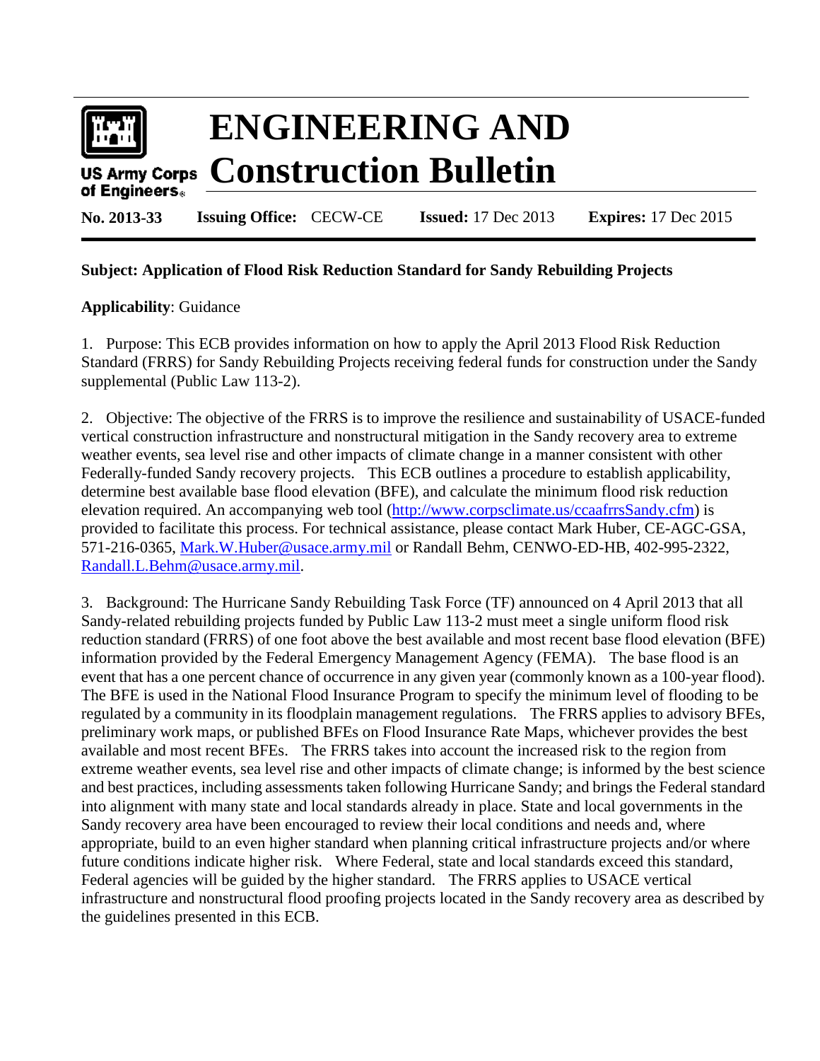# ENGINEERING AND Construction Bulletin

US Army Corps of Engineers®

**No. 2013-33** **Issuing Office:** CECW-CE **Issued:** 17 Dec 2013 **Expires:** 17 Dec 2015

**Subject: Application of Flood Risk Reduction Standard for Sandy Rebuilding Projects**

**Applicability**: Guidance

1. Purpose: This ECB provides information on how to apply the April 2013 Flood Risk Reduction Standard (FRRS) for Sandy Rebuilding Projects receiving federal funds for construction under the Sandy supplemental (Public Law 113-2).

2. Objective: The objective of the FRRS is to improve the resilience and sustainability of USACE-funded vertical construction infrastructure and nonstructural mitigation in the Sandy recovery area to extreme weather events, sea level rise and other impacts of climate change in a manner consistent with other Federally-funded Sandy recovery projects. This ECB outlines a procedure to establish applicability, determine best available base flood elevation (BFE), and calculate the minimum flood risk reduction elevation required. An accompanying web tool (http://www.corpsclimate.us/ccaafrrsSandy.cfm) is provided to facilitate this process. For technical assistance, please contact Mark Huber, CE-AGC-GSA, 571-216-0365, Mark.W.Huber@usace.army.mil or Randall Behm, CENWO-ED-HB, 402-995-2322, Randall.L.Behm@usace.army.mil.

3. Background: The Hurricane Sandy Rebuilding Task Force (TF) announced on 4 April 2013 that all Sandy-related rebuilding projects funded by Public Law 113-2 must meet a single uniform flood risk reduction standard (FRRS) of one foot above the best available and most recent base flood elevation (BFE) information provided by the Federal Emergency Management Agency (FEMA). The base flood is an event that has a one percent chance of occurrence in any given year (commonly known as a 100-year flood). The BFE is used in the National Flood Insurance Program to specify the minimum level of flooding to be regulated by a community in its floodplain management regulations. The FRRS applies to advisory BFEs, preliminary work maps, or published BFEs on Flood Insurance Rate Maps, whichever provides the best available and most recent BFEs. The FRRS takes into account the increased risk to the region from extreme weather events, sea level rise and other impacts of climate change; is informed by the best science and best practices, including assessments taken following Hurricane Sandy; and brings the Federal standard into alignment with many state and local standards already in place. State and local governments in the Sandy recovery area have been encouraged to review their local conditions and needs and, where appropriate, build to an even higher standard when planning critical infrastructure projects and/or where future conditions indicate higher risk. Where Federal, state and local standards exceed this standard, Federal agencies will be guided by the higher standard. The FRRS applies to USACE vertical infrastructure and nonstructural flood proofing projects located in the Sandy recovery area as described by the guidelines presented in this ECB.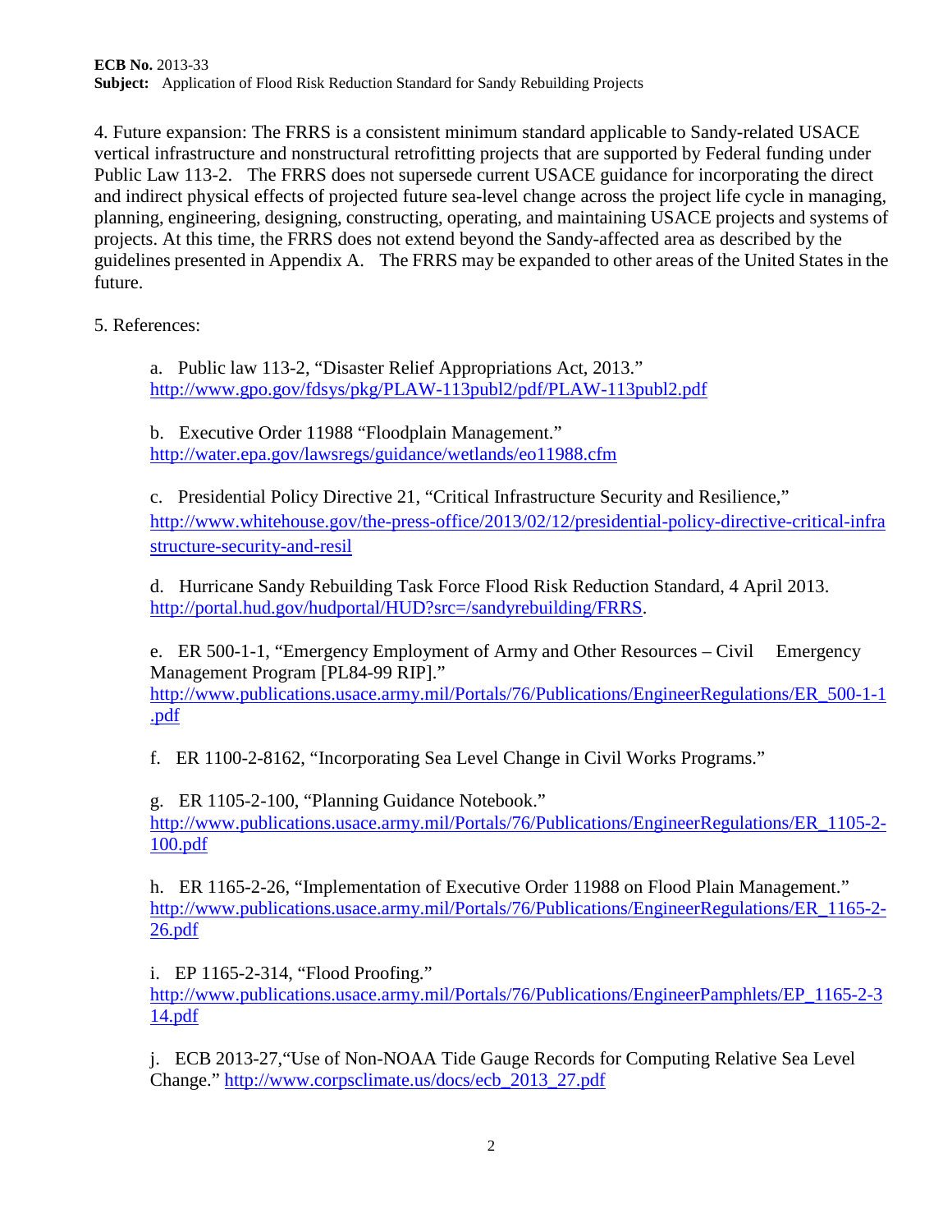4. Future expansion: The FRRS is a consistent minimum standard applicable to Sandy-related USACE vertical infrastructure and nonstructural retrofitting projects that are supported by Federal funding under Public Law 113-2. The FRRS does not supersede current USACE guidance for incorporating the direct and indirect physical effects of projected future sea-level change across the project life cycle in managing, planning, engineering, designing, constructing, operating, and maintaining USACE projects and systems of projects. At this time, the FRRS does not extend beyond the Sandy-affected area as described by the guidelines presented in Appendix A. The FRRS may be expanded to other areas of the United States in the future.

5. References:

a. Public law 113-2, "Disaster Relief Appropriations Act, 2013." http://www.gpo.gov/fdsys/pkg/PLAW-113publ2/pdf/PLAW-113publ2.pdf

b. Executive Order 11988 "Floodplain Management." http://water.epa.gov/lawsregs/guidance/wetlands/eo11988.cfm

c. Presidential Policy Directive 21, "Critical Infrastructure Security and Resilience," http://www.whitehouse.gov/the-press-office/2013/02/12/presidential-policy-directive-critical-infrastructure-security-and-resil

d. Hurricane Sandy Rebuilding Task Force Flood Risk Reduction Standard, 4 April 2013. http://portal.hud.gov/hudportal/HUD?src=/sandyrebuilding/FRRS.

e. ER 500-1-1, "Emergency Employment of Army and Other Resources – Civil Emergency Management Program [PL84-99 RIP]." http://www.publications.usace.army.mil/Portals/76/Publications/EngineerRegulations/ER_500-1-1.pdf

f. ER 1100-2-8162, "Incorporating Sea Level Change in Civil Works Programs."

g. ER 1105-2-100, "Planning Guidance Notebook." http://www.publications.usace.army.mil/Portals/76/Publications/EngineerRegulations/ER_1105-2-100.pdf

h. ER 1165-2-26, "Implementation of Executive Order 11988 on Flood Plain Management." http://www.publications.usace.army.mil/Portals/76/Publications/EngineerRegulations/ER_1165-2-26.pdf

i. EP 1165-2-314, "Flood Proofing." http://www.publications.usace.army.mil/Portals/76/Publications/EngineerPamphlets/EP_1165-2-314.pdf

j. ECB 2013-27,"Use of Non-NOAA Tide Gauge Records for Computing Relative Sea Level Change." http://www.corpsclimate.us/docs/ecb_2013_27.pdf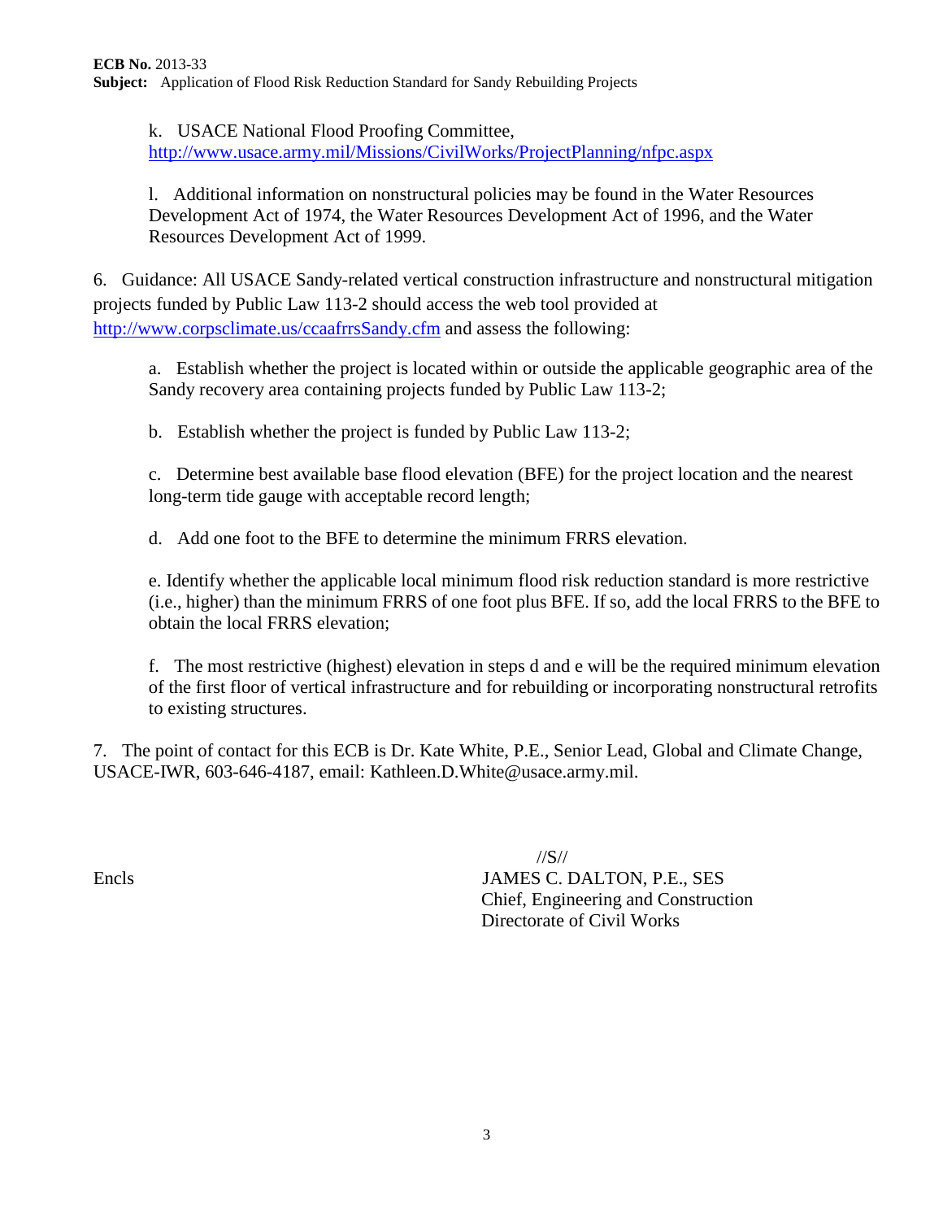k. USACE National Flood Proofing Committee, http://www.usace.army.mil/Missions/CivilWorks/ProjectPlanning/nfpc.aspx

l. Additional information on nonstructural policies may be found in the Water Resources Development Act of 1974, the Water Resources Development Act of 1996, and the Water Resources Development Act of 1999.

6. Guidance: All USACE Sandy-related vertical construction infrastructure and nonstructural mitigation projects funded by Public Law 113-2 should access the web tool provided at http://www.corpsclimate.us/ccaafrrsSandy.cfm and assess the following:

a. Establish whether the project is located within or outside the applicable geographic area of the Sandy recovery area containing projects funded by Public Law 113-2;

b. Establish whether the project is funded by Public Law 113-2;

c. Determine best available base flood elevation (BFE) for the project location and the nearest long-term tide gauge with acceptable record length;

d. Add one foot to the BFE to determine the minimum FRRS elevation.

e. Identify whether the applicable local minimum flood risk reduction standard is more restrictive (i.e., higher) than the minimum FRRS of one foot plus BFE. If so, add the local FRRS to the BFE to obtain the local FRRS elevation;

f. The most restrictive (highest) elevation in steps d and e will be the required minimum elevation of the first floor of vertical infrastructure and for rebuilding or incorporating nonstructural retrofits to existing structures.

7. The point of contact for this ECB is Dr. Kate White, P.E., Senior Lead, Global and Climate Change, USACE-IWR, 603-646-4187, email: Kathleen.D.White@usace.army.mil.

//S//
JAMES C. DALTON, P.E., SES
Chief, Engineering and Construction
Directorate of Civil Works

Encls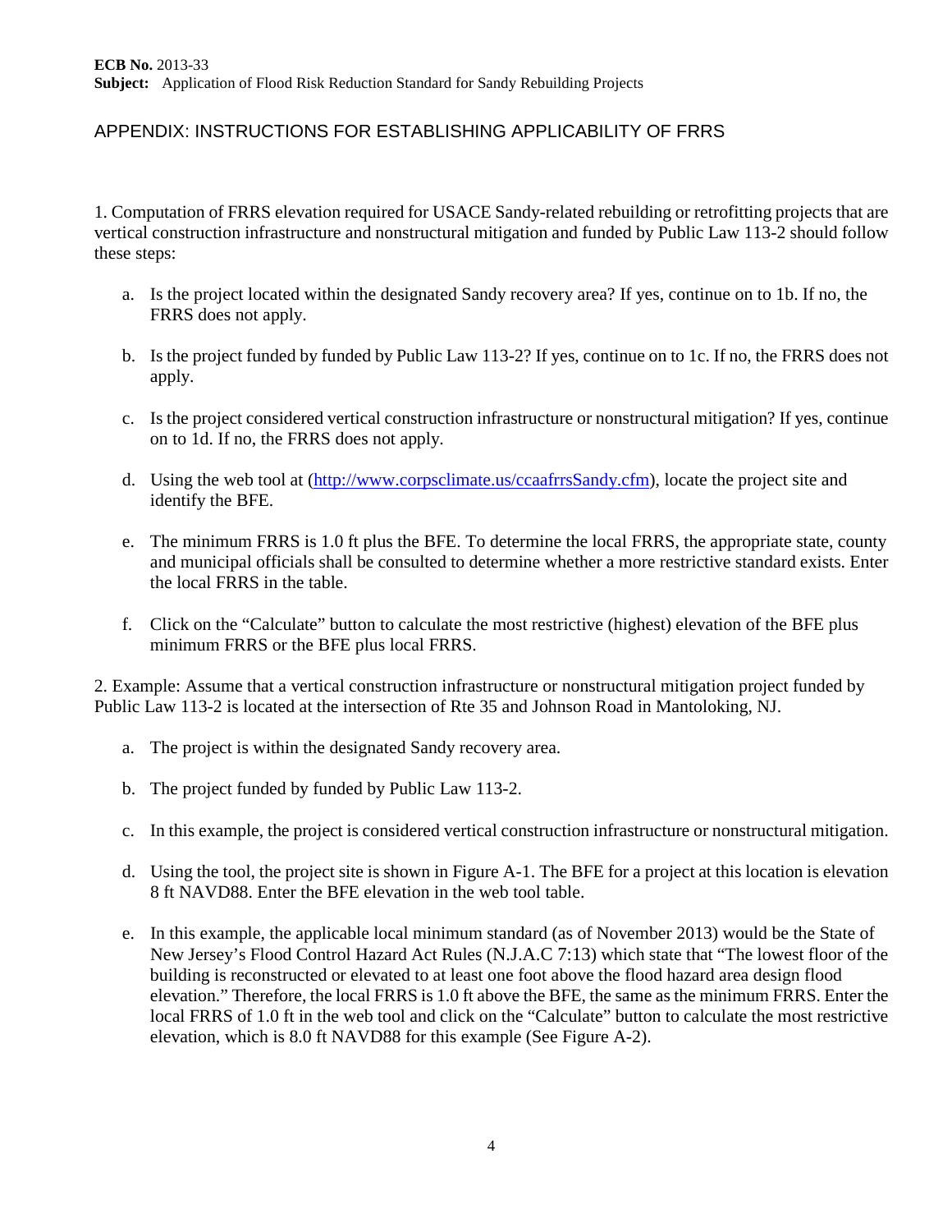**ECB No.** 2013-33
**Subject:** Application of Flood Risk Reduction Standard for Sandy Rebuilding Projects

## APPENDIX: INSTRUCTIONS FOR ESTABLISHING APPLICABILITY OF FRRS

1. Computation of FRRS elevation required for USACE Sandy-related rebuilding or retrofitting projects that are vertical construction infrastructure and nonstructural mitigation and funded by Public Law 113-2 should follow these steps:

   a. Is the project located within the designated Sandy recovery area? If yes, continue on to 1b. If no, the FRRS does not apply.

   b. Is the project funded by funded by Public Law 113-2? If yes, continue on to 1c. If no, the FRRS does not apply.

   c. Is the project considered vertical construction infrastructure or nonstructural mitigation? If yes, continue on to 1d. If no, the FRRS does not apply.

   d. Using the web tool at (http://www.corpsclimate.us/ccaafrrsSandy.cfm), locate the project site and identify the BFE.

   e. The minimum FRRS is 1.0 ft plus the BFE. To determine the local FRRS, the appropriate state, county and municipal officials shall be consulted to determine whether a more restrictive standard exists. Enter the local FRRS in the table.

   f. Click on the "Calculate" button to calculate the most restrictive (highest) elevation of the BFE plus minimum FRRS or the BFE plus local FRRS.

2. Example: Assume that a vertical construction infrastructure or nonstructural mitigation project funded by Public Law 113-2 is located at the intersection of Rte 35 and Johnson Road in Mantoloking, NJ.

   a. The project is within the designated Sandy recovery area.

   b. The project funded by funded by Public Law 113-2.

   c. In this example, the project is considered vertical construction infrastructure or nonstructural mitigation.

   d. Using the tool, the project site is shown in Figure A-1. The BFE for a project at this location is elevation 8 ft NAVD88. Enter the BFE elevation in the web tool table.

   e. In this example, the applicable local minimum standard (as of November 2013) would be the State of New Jersey's Flood Control Hazard Act Rules (N.J.A.C 7:13) which state that "The lowest floor of the building is reconstructed or elevated to at least one foot above the flood hazard area design flood elevation." Therefore, the local FRRS is 1.0 ft above the BFE, the same as the minimum FRRS. Enter the local FRRS of 1.0 ft in the web tool and click on the "Calculate" button to calculate the most restrictive elevation, which is 8.0 ft NAVD88 for this example (See Figure A-2).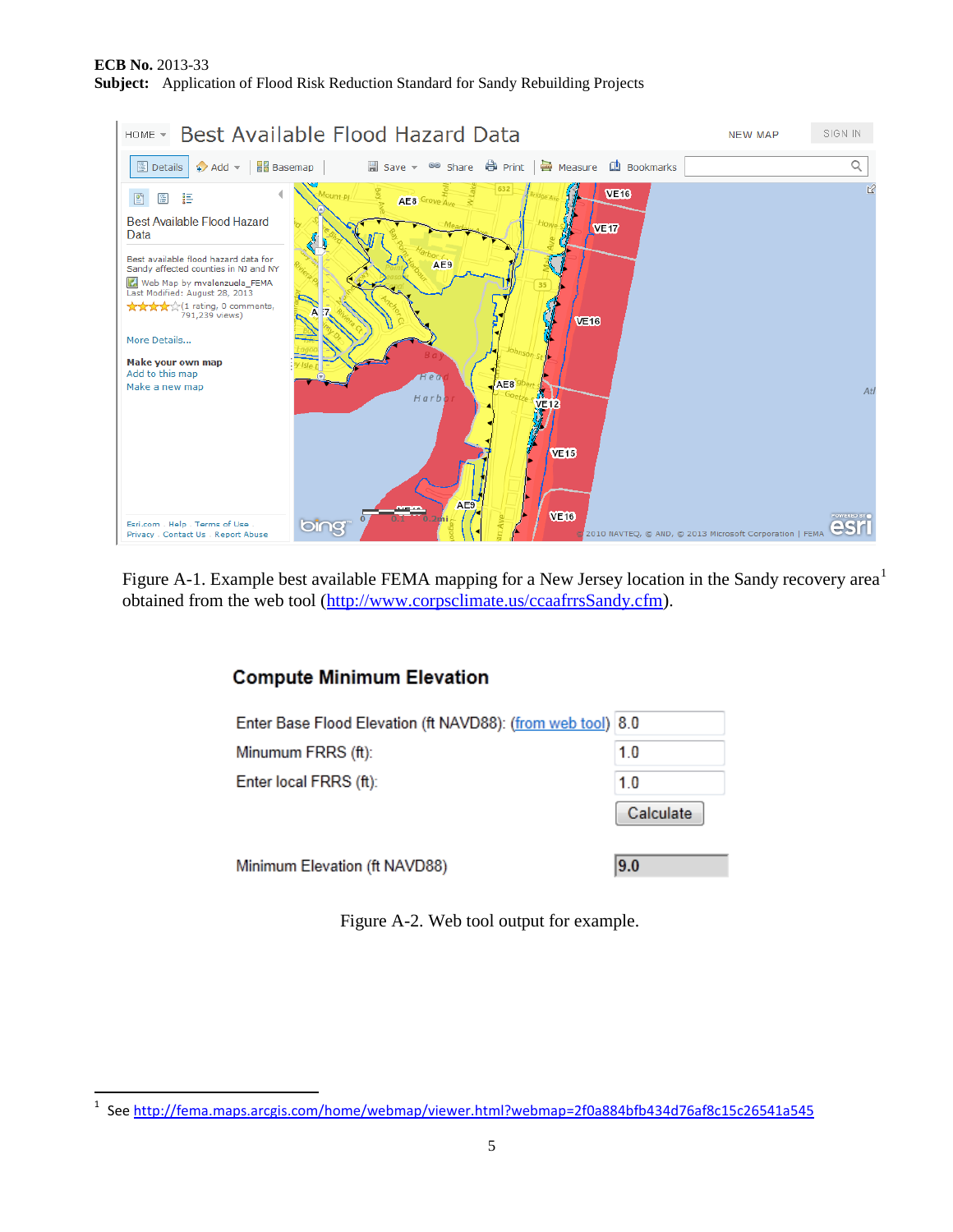Figure A-1. Example best available FEMA mapping for a New Jersey location in the Sandy recovery area[1] obtained from the web tool (http://www.corpsclimate.us/ccaafrrsSandy.cfm).

Compute Minimum Elevation

Enter Base Flood Elevation (ft NAVD88): (from web tool) 8.0

Minumum FRRS (ft): 1.0

Enter local FRRS (ft): 1.0

Calculate

Minimum Elevation (ft NAVD88) 9.0

Figure A-2. Web tool output for example.

[1] See http://fema.maps.arcgis.com/home/webmap/viewer.html?webmap=2f0a884bfb434d76af8c15c26541a545